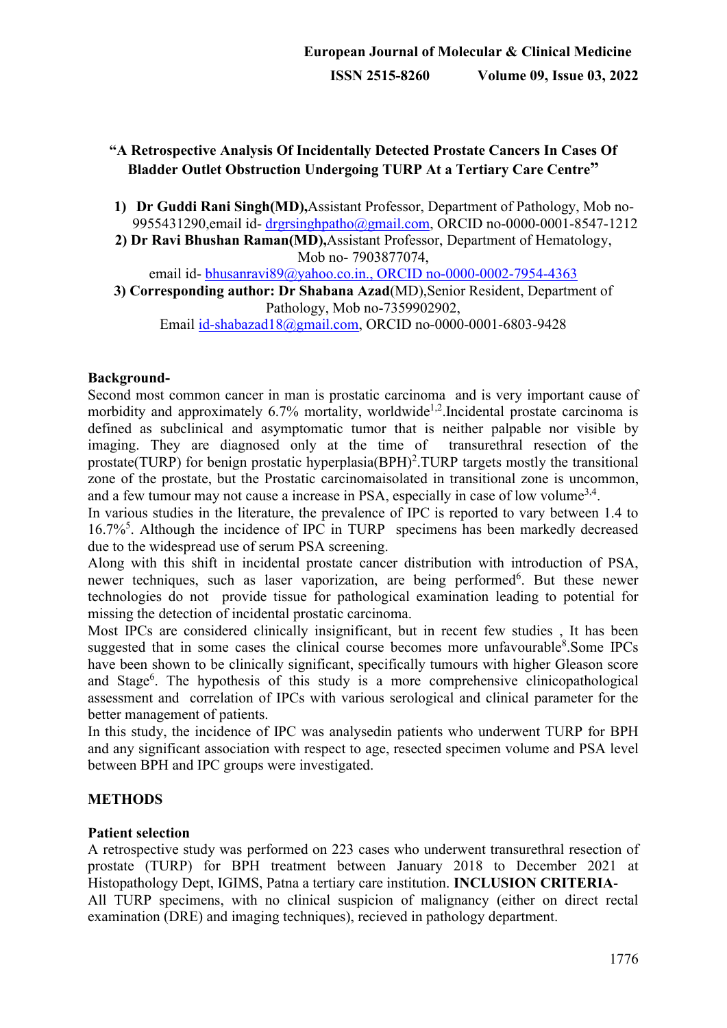# "A Retrospective Analysis Of Incidentally Detected Prostate Cancers In Cases Of Bladder Outlet Obstruction Undergoing TURP At a Tertiary Care Centre"

1) **Dr Guddi Rani Singh(MD),** Assistant Professor, Department of Pathology, Mob no-9955431290, email id- drgrsinghpatho@gmail.com, ORCID no-0000-0001-8547-1212
2) **Dr Ravi Bhushan Raman(MD),** Assistant Professor, Department of Hematology, Mob no- 7903877074, email id- bhusanravi89@yahoo.co.in., ORCID no-0000-0002-7954-4363
3) **Corresponding author: Dr Shabana Azad**(MD), Senior Resident, Department of Pathology, Mob no-7359902902, Email id-shabazad18@gmail.com, ORCID no-0000-0001-6803-9428

**Background-**

Second most common cancer in man is prostatic carcinoma and is very important cause of morbidity and approximately 6.7% mortality, worldwide[1,2]. Incidental prostate carcinoma is defined as subclinical and asymptomatic tumor that is neither palpable nor visible by imaging. They are diagnosed only at the time of transurethral resection of the prostate(TURP) for benign prostatic hyperplasia(BPH)[2]. TURP targets mostly the transitional zone of the prostate, but the Prostatic carcinomaisolated in transitional zone is uncommon, and a few tumour may not cause a increase in PSA, especially in case of low volume[3,4].

In various studies in the literature, the prevalence of IPC is reported to vary between 1.4 to 16.7%[5]. Although the incidence of IPC in TURP specimens has been markedly decreased due to the widespread use of serum PSA screening.

Along with this shift in incidental prostate cancer distribution with introduction of PSA, newer techniques, such as laser vaporization, are being performed[6]. But these newer technologies do not provide tissue for pathological examination leading to potential for missing the detection of incidental prostatic carcinoma.

Most IPCs are considered clinically insignificant, but in recent few studies , It has been suggested that in some cases the clinical course becomes more unfavourable[8]. Some IPCs have been shown to be clinically significant, specifically tumours with higher Gleason score and Stage[6]. The hypothesis of this study is a more comprehensive clinicopathological assessment and correlation of IPCs with various serological and clinical parameter for the better management of patients.

In this study, the incidence of IPC was analysedin patients who underwent TURP for BPH and any significant association with respect to age, resected specimen volume and PSA level between BPH and IPC groups were investigated.

## METHODS

### Patient selection

A retrospective study was performed on 223 cases who underwent transurethral resection of prostate (TURP) for BPH treatment between January 2018 to December 2021 at Histopathology Dept, IGIMS, Patna a tertiary care institution. **INCLUSION CRITERIA**-

All TURP specimens, with no clinical suspicion of malignancy (either on direct rectal examination (DRE) and imaging techniques), recieved in pathology department.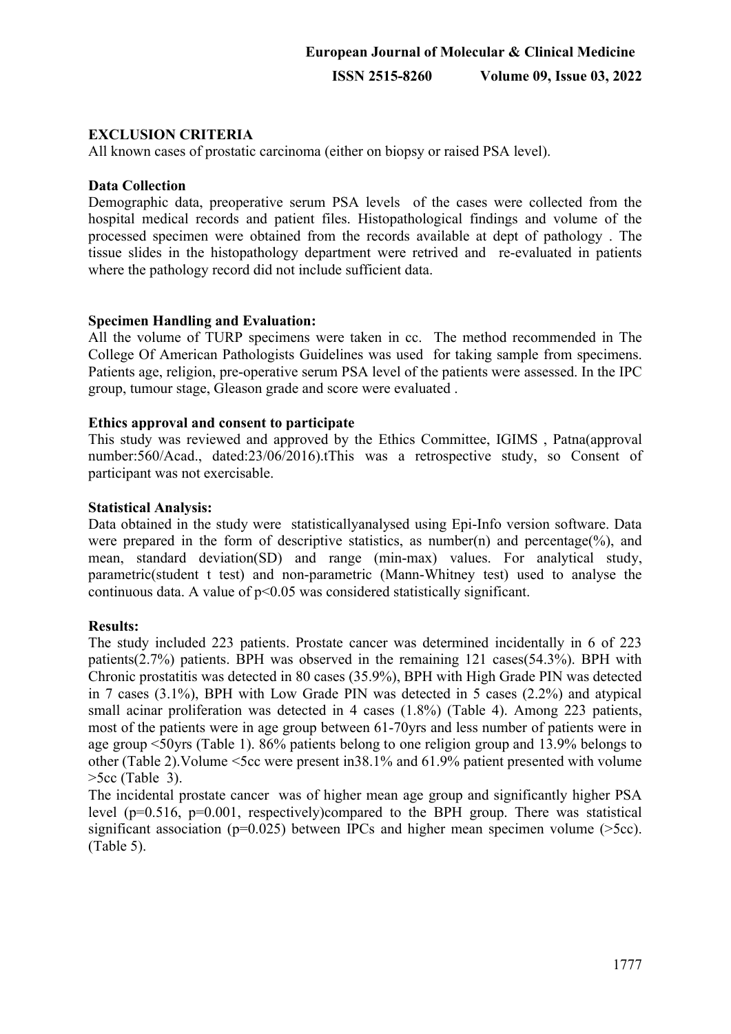**EXCLUSION CRITERIA**

All known cases of prostatic carcinoma (either on biopsy or raised PSA level).

**Data Collection**

Demographic data, preoperative serum PSA levels of the cases were collected from the hospital medical records and patient files. Histopathological findings and volume of the processed specimen were obtained from the records available at dept of pathology . The tissue slides in the histopathology department were retrived and re-evaluated in patients where the pathology record did not include sufficient data.

**Specimen Handling and Evaluation:**

All the volume of TURP specimens were taken in cc. The method recommended in The College Of American Pathologists Guidelines was used for taking sample from specimens. Patients age, religion, pre-operative serum PSA level of the patients were assessed. In the IPC group, tumour stage, Gleason grade and score were evaluated .

**Ethics approval and consent to participate**

This study was reviewed and approved by the Ethics Committee, IGIMS , Patna(approval number:560/Acad., dated:23/06/2016).tThis was a retrospective study, so Consent of participant was not exercisable.

**Statistical Analysis:**

Data obtained in the study were statisticallyanalysed using Epi-Info version software. Data were prepared in the form of descriptive statistics, as number(n) and percentage(%), and mean, standard deviation(SD) and range (min-max) values. For analytical study, parametric(student t test) and non-parametric (Mann-Whitney test) used to analyse the continuous data. A value of $p<0.05$ was considered statistically significant.

**Results:**

The study included 223 patients. Prostate cancer was determined incidentally in 6 of 223 patients(2.7%) patients. BPH was observed in the remaining 121 cases(54.3%). BPH with Chronic prostatitis was detected in 80 cases (35.9%), BPH with High Grade PIN was detected in 7 cases (3.1%), BPH with Low Grade PIN was detected in 5 cases (2.2%) and atypical small acinar proliferation was detected in 4 cases (1.8%) (Table 4). Among 223 patients, most of the patients were in age group between 61-70yrs and less number of patients were in age group <50yrs (Table 1). 86% patients belong to one religion group and 13.9% belongs to other (Table 2).Volume <5cc were present in38.1% and 61.9% patient presented with volume >5cc (Table 3).

The incidental prostate cancer was of higher mean age group and significantly higher PSA level ($p=0.516$, $p=0.001$, respectively)compared to the BPH group. There was statistical significant association ($p=0.025$) between IPCs and higher mean specimen volume (>5cc). (Table 5).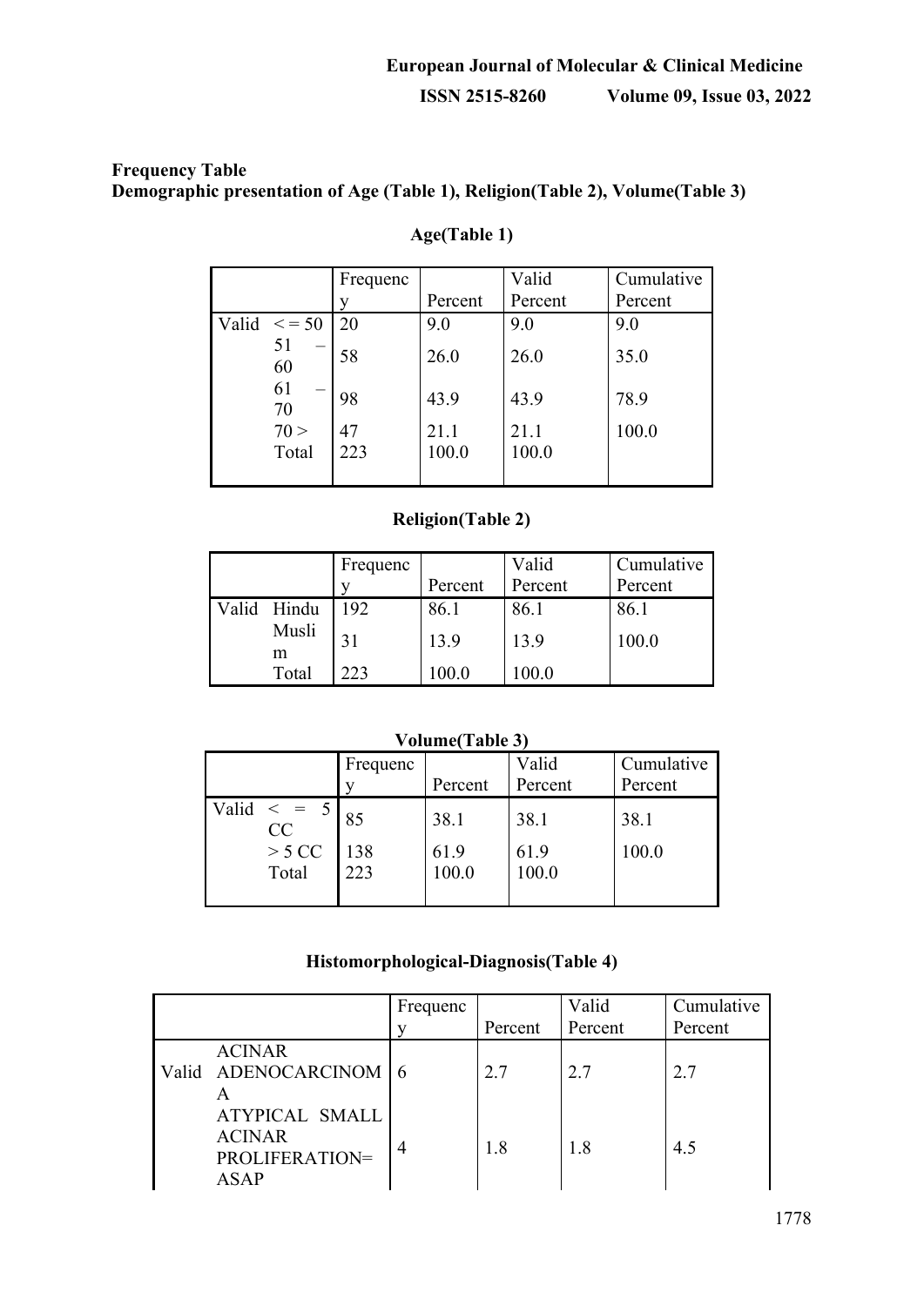**Frequency Table**

**Demographic presentation of Age (Table 1), Religion(Table 2), Volume(Table 3)**

**Age(Table 1)**

| | | Frequency | Percent | Valid Percent | Cumulative Percent |
|---|---|---|---|---|---|
| Valid | < = 50 | 20 | 9.0 | 9.0 | 9.0 |
| | 51 – 60 | 58 | 26.0 | 26.0 | 35.0 |
| | 61 – 70 | 98 | 43.9 | 43.9 | 78.9 |
| | 70 > | 47 | 21.1 | 21.1 | 100.0 |
| | Total | 223 | 100.0 | 100.0 | |

**Religion(Table 2)**

| | | Frequency | Percent | Valid Percent | Cumulative Percent |
|---|---|---|---|---|---|
| Valid | Hindu | 192 | 86.1 | 86.1 | 86.1 |
| | Muslim | 31 | 13.9 | 13.9 | 100.0 |
| | Total | 223 | 100.0 | 100.0 | |

**Volume(Table 3)**

| | | Frequency | Percent | Valid Percent | Cumulative Percent |
|---|---|---|---|---|---|
| Valid | < = 5 CC | 85 | 38.1 | 38.1 | 38.1 |
| | > 5 CC | 138 | 61.9 | 61.9 | 100.0 |
| | Total | 223 | 100.0 | 100.0 | |

**Histomorphological-Diagnosis(Table 4)**

| | | Frequency | Percent | Valid Percent | Cumulative Percent |
|---|---|---|---|---|---|
| Valid | ACINAR ADENOCARCINOMA | 6 | 2.7 | 2.7 | 2.7 |
| | ATYPICAL SMALL ACINAR PROLIFERATION= ASAP | 4 | 1.8 | 1.8 | 4.5 |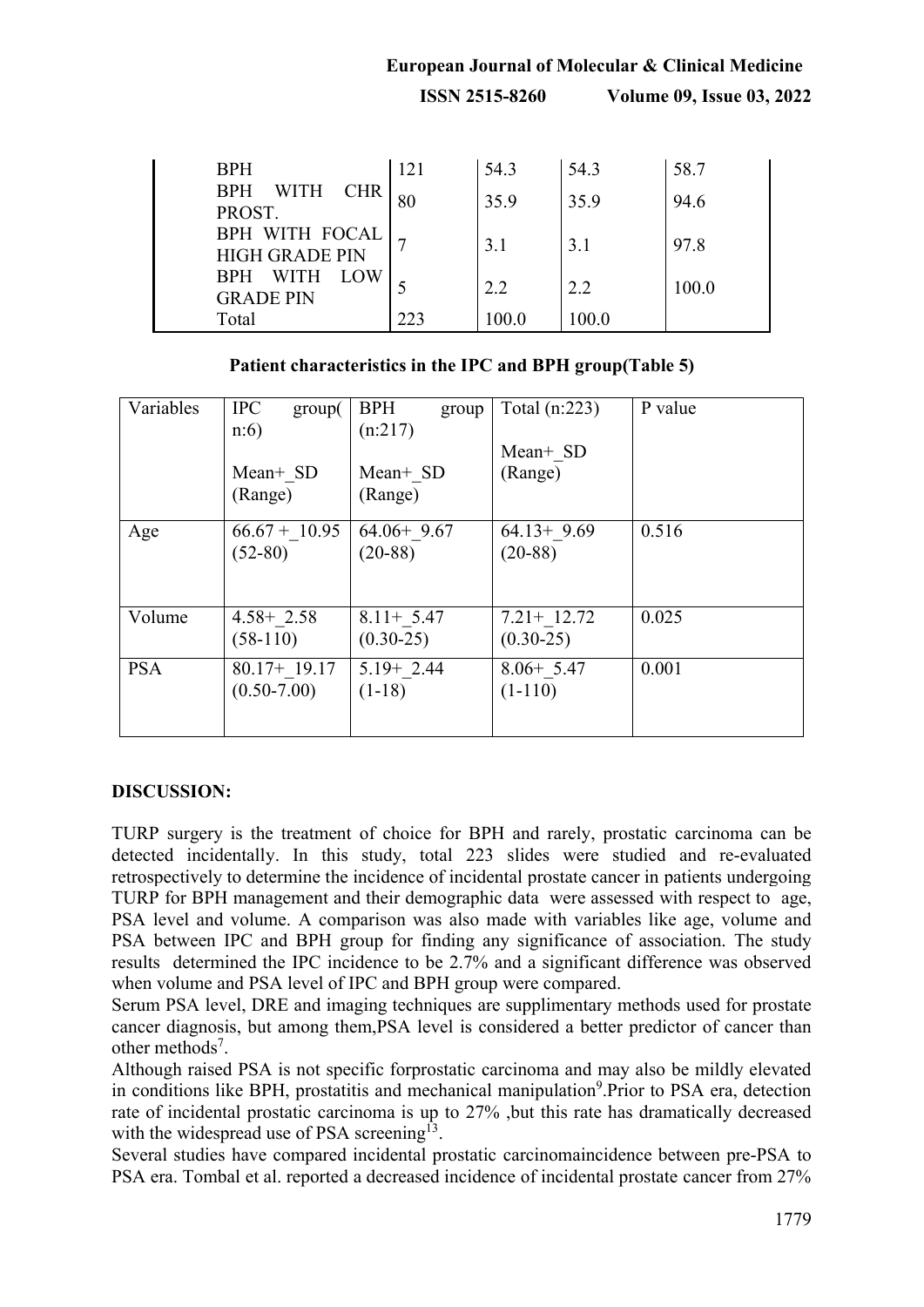| BPH | 121 | 54.3 | 54.3 | 58.7 |
|---|---|---|---|---|
| BPH WITH CHR PROST. | 80 | 35.9 | 35.9 | 94.6 |
| BPH WITH FOCAL HIGH GRADE PIN | 7 | 3.1 | 3.1 | 97.8 |
| BPH WITH LOW GRADE PIN | 5 | 2.2 | 2.2 | 100.0 |
| Total | 223 | 100.0 | 100.0 | |

**Patient characteristics in the IPC and BPH group(Table 5)**

| Variables | IPC group( n:6)<br>Mean+_SD (Range) | BPH group (n:217)<br>Mean+_SD (Range) | Total (n:223)<br>Mean+_SD (Range) | P value |
|---|---|---|---|---|
| Age | 66.67 +_10.95 (52-80) | 64.06+_9.67 (20-88) | 64.13+_9.69 (20-88) | 0.516 |
| Volume | 4.58+_2.58 (58-110) | 8.11+_5.47 (0.30-25) | 7.21+_12.72 (0.30-25) | 0.025 |
| PSA | 80.17+_19.17 (0.50-7.00) | 5.19+_2.44 (1-18) | 8.06+_5.47 (1-110) | 0.001 |

## DISCUSSION:

TURP surgery is the treatment of choice for BPH and rarely, prostatic carcinoma can be detected incidentally. In this study, total 223 slides were studied and re-evaluated retrospectively to determine the incidence of incidental prostate cancer in patients undergoing TURP for BPH management and their demographic data were assessed with respect to age, PSA level and volume. A comparison was also made with variables like age, volume and PSA between IPC and BPH group for finding any significance of association. The study results determined the IPC incidence to be 2.7% and a significant difference was observed when volume and PSA level of IPC and BPH group were compared.

Serum PSA level, DRE and imaging techniques are supplimentary methods used for prostate cancer diagnosis, but among them,PSA level is considered a better predictor of cancer than other methods[7].

Although raised PSA is not specific forprostatic carcinoma and may also be mildly elevated in conditions like BPH, prostatitis and mechanical manipulation[9].Prior to PSA era, detection rate of incidental prostatic carcinoma is up to 27% ,but this rate has dramatically decreased with the widespread use of PSA screening[13].

Several studies have compared incidental prostatic carcinomaincidence between pre-PSA to PSA era. Tombal et al. reported a decreased incidence of incidental prostate cancer from 27%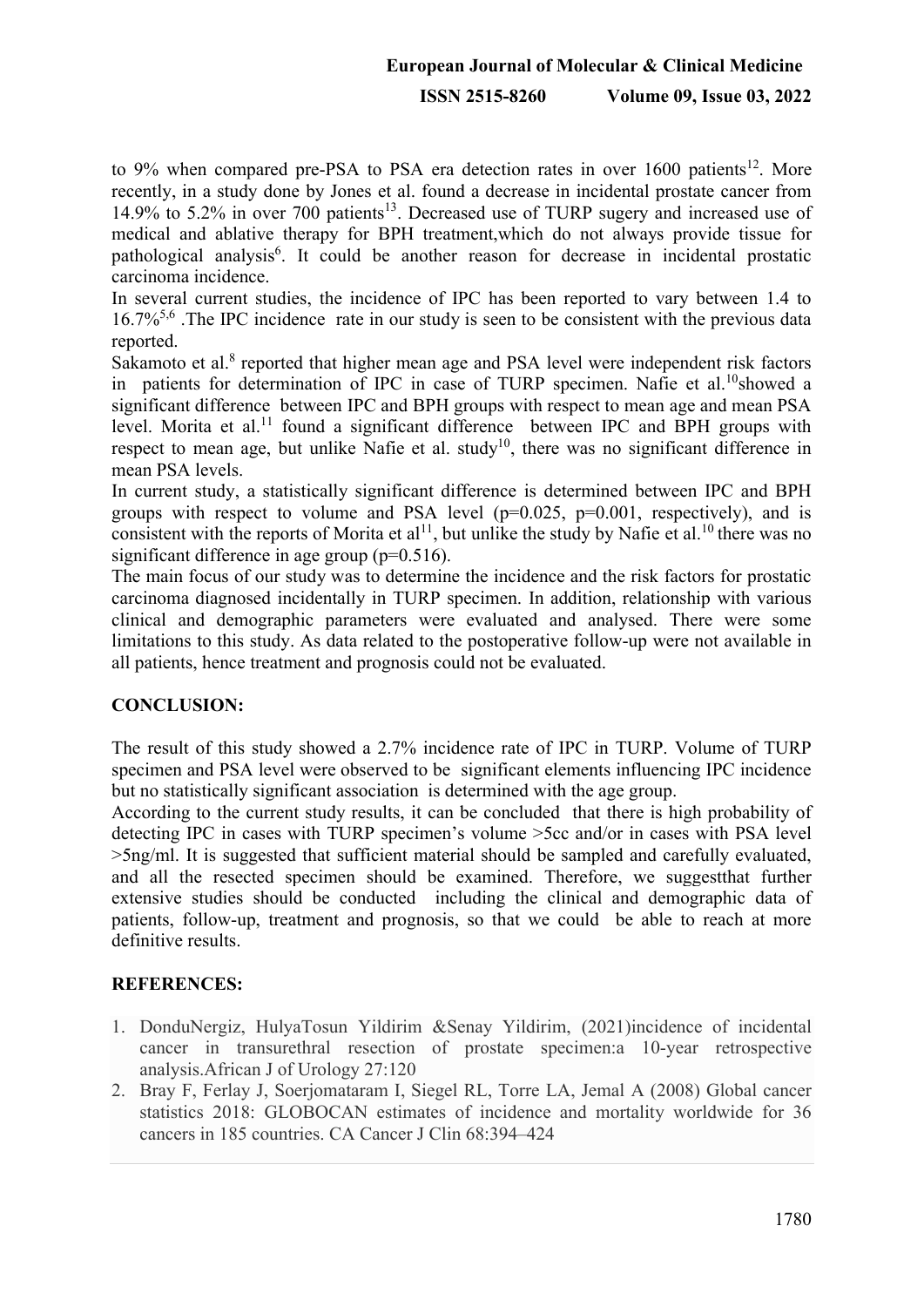to 9% when compared pre-PSA to PSA era detection rates in over 1600 patients[12]. More recently, in a study done by Jones et al. found a decrease in incidental prostate cancer from 14.9% to 5.2% in over 700 patients[13]. Decreased use of TURP sugery and increased use of medical and ablative therapy for BPH treatment,which do not always provide tissue for pathological analysis[6]. It could be another reason for decrease in incidental prostatic carcinoma incidence.

In several current studies, the incidence of IPC has been reported to vary between 1.4 to 16.7%[5,6] .The IPC incidence rate in our study is seen to be consistent with the previous data reported.

Sakamoto et al.[8] reported that higher mean age and PSA level were independent risk factors in patients for determination of IPC in case of TURP specimen. Nafie et al.[10]showed a significant difference between IPC and BPH groups with respect to mean age and mean PSA level. Morita et al.[11] found a significant difference between IPC and BPH groups with respect to mean age, but unlike Nafie et al. study[10], there was no significant difference in mean PSA levels.

In current study, a statistically significant difference is determined between IPC and BPH groups with respect to volume and PSA level ($p=0.025$, $p=0.001$, respectively), and is consistent with the reports of Morita et al[11], but unlike the study by Nafie et al.[10] there was no significant difference in age group ($p=0.516$).

The main focus of our study was to determine the incidence and the risk factors for prostatic carcinoma diagnosed incidentally in TURP specimen. In addition, relationship with various clinical and demographic parameters were evaluated and analysed. There were some limitations to this study. As data related to the postoperative follow-up were not available in all patients, hence treatment and prognosis could not be evaluated.

## CONCLUSION:

The result of this study showed a 2.7% incidence rate of IPC in TURP. Volume of TURP specimen and PSA level were observed to be significant elements influencing IPC incidence but no statistically significant association is determined with the age group.

According to the current study results, it can be concluded that there is high probability of detecting IPC in cases with TURP specimen's volume >5cc and/or in cases with PSA level >5ng/ml. It is suggested that sufficient material should be sampled and carefully evaluated, and all the resected specimen should be examined. Therefore, we suggestthat further extensive studies should be conducted including the clinical and demographic data of patients, follow-up, treatment and prognosis, so that we could be able to reach at more definitive results.

## REFERENCES:

1. DonduNergiz, HulyaTosun Yildirim &Senay Yildirim, (2021)incidence of incidental cancer in transurethral resection of prostate specimen:a 10-year retrospective analysis.African J of Urology 27:120
2. Bray F, Ferlay J, Soerjomataram I, Siegel RL, Torre LA, Jemal A (2008) Global cancer statistics 2018: GLOBOCAN estimates of incidence and mortality worldwide for 36 cancers in 185 countries. CA Cancer J Clin 68:394–424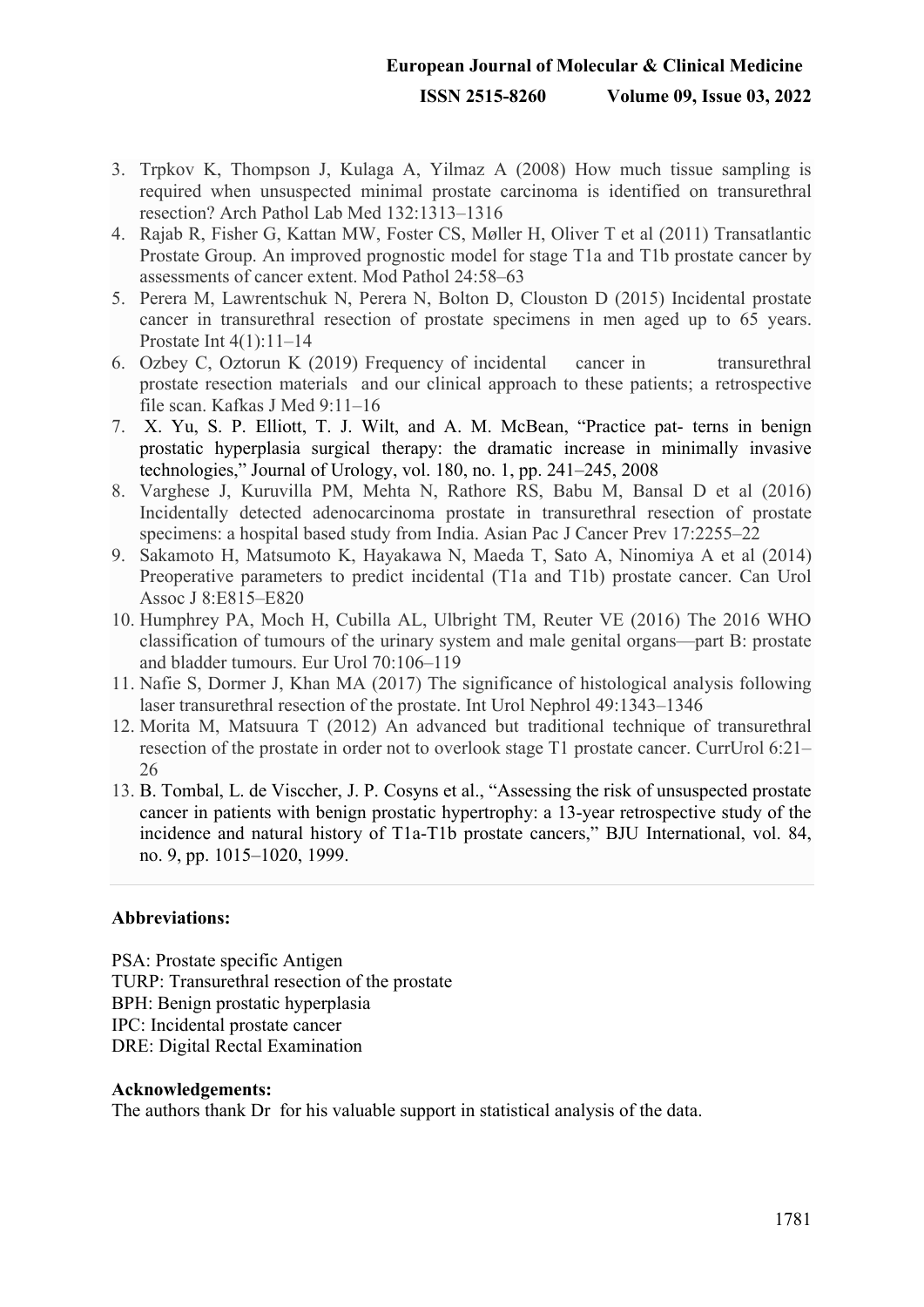3. Trpkov K, Thompson J, Kulaga A, Yilmaz A (2008) How much tissue sampling is required when unsuspected minimal prostate carcinoma is identified on transurethral resection? Arch Pathol Lab Med 132:1313–1316
4. Rajab R, Fisher G, Kattan MW, Foster CS, Møller H, Oliver T et al (2011) Transatlantic Prostate Group. An improved prognostic model for stage T1a and T1b prostate cancer by assessments of cancer extent. Mod Pathol 24:58–63
5. Perera M, Lawrentschuk N, Perera N, Bolton D, Clouston D (2015) Incidental prostate cancer in transurethral resection of prostate specimens in men aged up to 65 years. Prostate Int 4(1):11–14
6. Ozbey C, Oztorun K (2019) Frequency of incidental cancer in transurethral prostate resection materials and our clinical approach to these patients; a retrospective file scan. Kafkas J Med 9:11–16
7. X. Yu, S. P. Elliott, T. J. Wilt, and A. M. McBean, "Practice pat- terns in benign prostatic hyperplasia surgical therapy: the dramatic increase in minimally invasive technologies," Journal of Urology, vol. 180, no. 1, pp. 241–245, 2008
8. Varghese J, Kuruvilla PM, Mehta N, Rathore RS, Babu M, Bansal D et al (2016) Incidentally detected adenocarcinoma prostate in transurethral resection of prostate specimens: a hospital based study from India. Asian Pac J Cancer Prev 17:2255–22
9. Sakamoto H, Matsumoto K, Hayakawa N, Maeda T, Sato A, Ninomiya A et al (2014) Preoperative parameters to predict incidental (T1a and T1b) prostate cancer. Can Urol Assoc J 8:E815–E820
10. Humphrey PA, Moch H, Cubilla AL, Ulbright TM, Reuter VE (2016) The 2016 WHO classification of tumours of the urinary system and male genital organs—part B: prostate and bladder tumours. Eur Urol 70:106–119
11. Nafie S, Dormer J, Khan MA (2017) The significance of histological analysis following laser transurethral resection of the prostate. Int Urol Nephrol 49:1343–1346
12. Morita M, Matsuura T (2012) An advanced but traditional technique of transurethral resection of the prostate in order not to overlook stage T1 prostate cancer. CurrUrol 6:21–26
13. B. Tombal, L. de Visccher, J. P. Cosyns et al., "Assessing the risk of unsuspected prostate cancer in patients with benign prostatic hypertrophy: a 13-year retrospective study of the incidence and natural history of T1a-T1b prostate cancers," BJU International, vol. 84, no. 9, pp. 1015–1020, 1999.

**Abbreviations:**

PSA: Prostate specific Antigen
TURP: Transurethral resection of the prostate
BPH: Benign prostatic hyperplasia
IPC: Incidental prostate cancer
DRE: Digital Rectal Examination

**Acknowledgements:**
The authors thank Dr for his valuable support in statistical analysis of the data.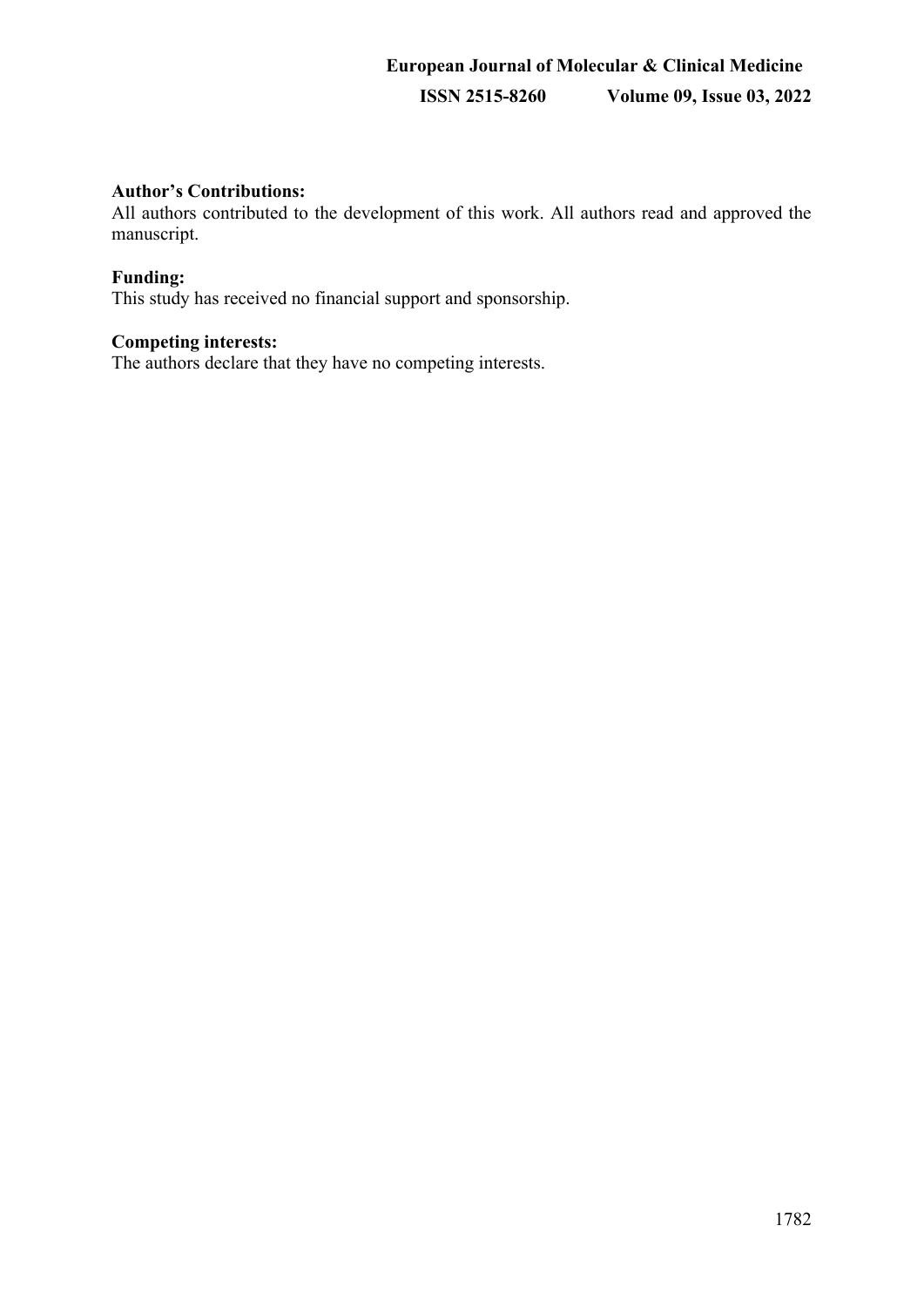**Author's Contributions:**
All authors contributed to the development of this work. All authors read and approved the manuscript.

**Funding:**
This study has received no financial support and sponsorship.

**Competing interests:**
The authors declare that they have no competing interests.